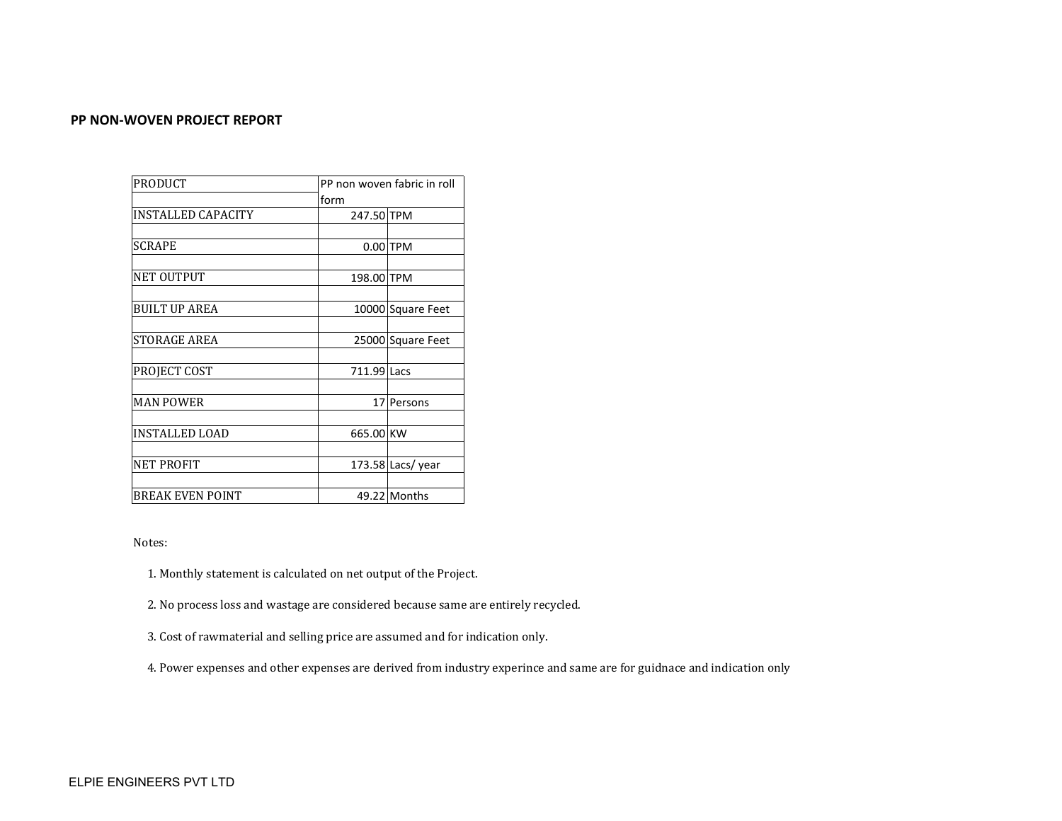**PP NON-WOVEN PROJECT REPORT**

| | | |
|---|---|---|
| PRODUCT | PP non woven fabric in roll form | |
| INSTALLED CAPACITY | 247.50 | TPM |
| SCRAPE | 0.00 | TPM |
| NET OUTPUT | 198.00 | TPM |
| BUILT UP AREA | 10000 | Square Feet |
| STORAGE AREA | 25000 | Square Feet |
| PROJECT COST | 711.99 | Lacs |
| MAN POWER | 17 | Persons |
| INSTALLED LOAD | 665.00 | KW |
| NET PROFIT | 173.58 | Lacs/ year |
| BREAK EVEN POINT | 49.22 | Months |

Notes:

1. Monthly statement is calculated on net output of the Project.
2. No process loss and wastage are considered because same are entirely recycled.
3. Cost of rawmaterial and selling price are assumed and for indication only.
4. Power expenses and other expenses are derived from industry experince and same are for guidnace and indication only

ELPIE ENGINEERS PVT LTD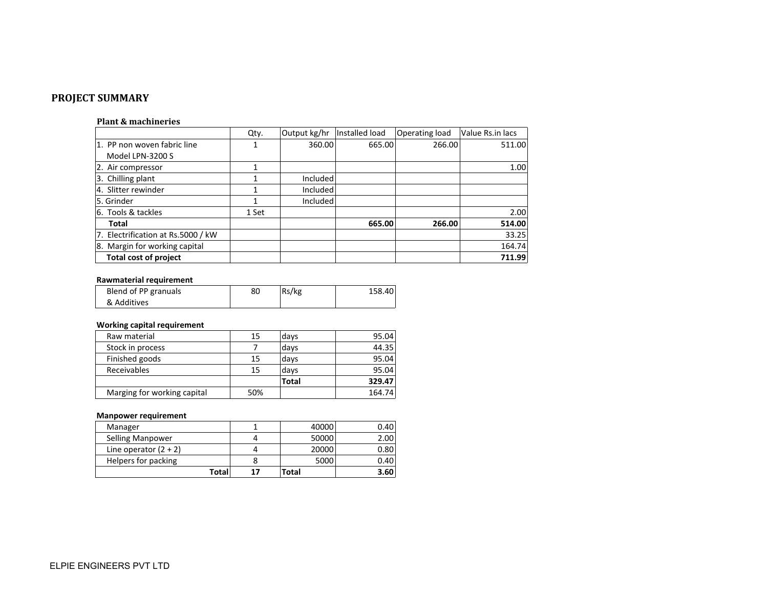## PROJECT SUMMARY

### Plant & machineries

| | Qty. | Output kg/hr | Installed load | Operating load | Value Rs.in lacs |
|---|---|---|---|---|---|
| 1. PP non woven fabric line Model LPN-3200 S | 1 | 360.00 | 665.00 | 266.00 | 511.00 |
| 2. Air compressor | 1 | | | | 1.00 |
| 3. Chilling plant | 1 | Included | | | |
| 4. Slitter rewinder | 1 | Included | | | |
| 5. Grinder | 1 | Included | | | |
| 6. Tools & tackles | 1 Set | | | | 2.00 |
| **Total** | | | **665.00** | **266.00** | **514.00** |
| 7. Electrification at Rs.5000 / kW | | | | | 33.25 |
| 8. Margin for working capital | | | | | 164.74 |
| **Total cost of project** | | | | | **711.99** |

### Rawmaterial requirement

| | | | |
|---|---|---|---|
| Blend of PP granuals & Additives | 80 | Rs/kg | 158.40 |

### Working capital requirement

| | | | |
|---|---|---|---|
| Raw material | 15 | days | 95.04 |
| Stock in process | 7 | days | 44.35 |
| Finished goods | 15 | days | 95.04 |
| Receivables | 15 | days | 95.04 |
| | | **Total** | **329.47** |
| Marging for working capital | 50% | | 164.74 |

### Manpower requirement

| | | | |
|---|---|---|---|
| Manager | 1 | 40000 | 0.40 |
| Selling Manpower | 4 | 50000 | 2.00 |
| Line operator (2 + 2) | 4 | 20000 | 0.80 |
| Helpers for packing | 8 | 5000 | 0.40 |
| **Total** | **17** | **Total** | **3.60** |

ELPIE ENGINEERS PVT LTD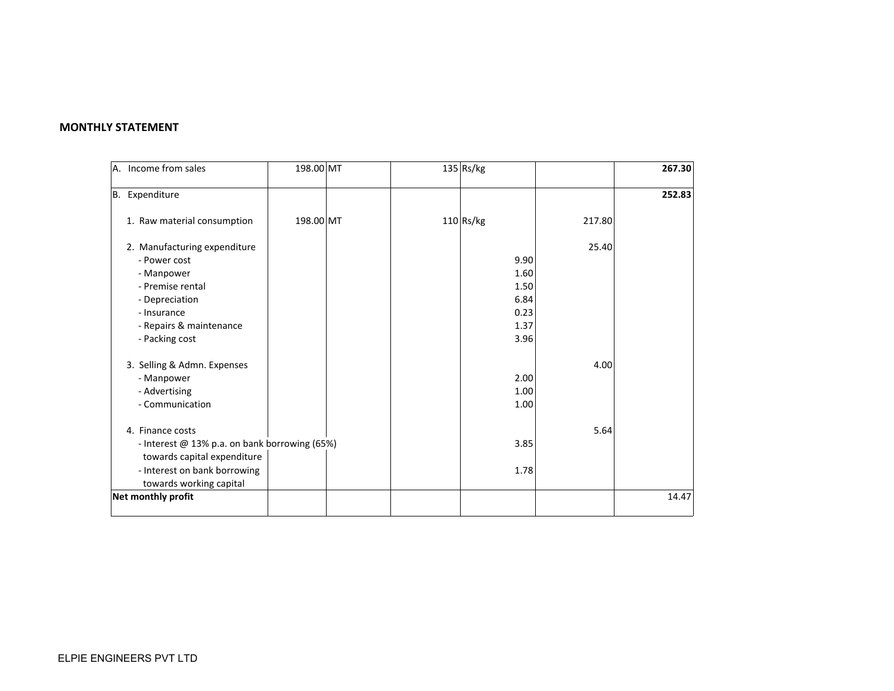**MONTHLY STATEMENT**

| | | | | | | |
|---|---|---|---|---|---|---|
| A. Income from sales | 198.00 | MT | 135 | Rs/kg | | **267.30** |
| B. Expenditure | | | | | | **252.83** |
| 1. Raw material consumption | 198.00 | MT | 110 | Rs/kg | 217.80 | |
| 2. Manufacturing expenditure | | | | | 25.40 | |
| - Power cost | | | | 9.90 | | |
| - Manpower | | | | 1.60 | | |
| - Premise rental | | | | 1.50 | | |
| - Depreciation | | | | 6.84 | | |
| - Insurance | | | | 0.23 | | |
| - Repairs & maintenance | | | | 1.37 | | |
| - Packing cost | | | | 3.96 | | |
| 3. Selling & Admn. Expenses | | | | | 4.00 | |
| - Manpower | | | | 2.00 | | |
| - Advertising | | | | 1.00 | | |
| - Communication | | | | 1.00 | | |
| 4. Finance costs | | | | | 5.64 | |
| - Interest @ 13% p.a. on bank borrowing (65%) towards capital expenditure | | | | 3.85 | | |
| - Interest on bank borrowing towards working capital | | | | 1.78 | | |
| **Net monthly profit** | | | | | | 14.47 |

ELPIE ENGINEERS PVT LTD